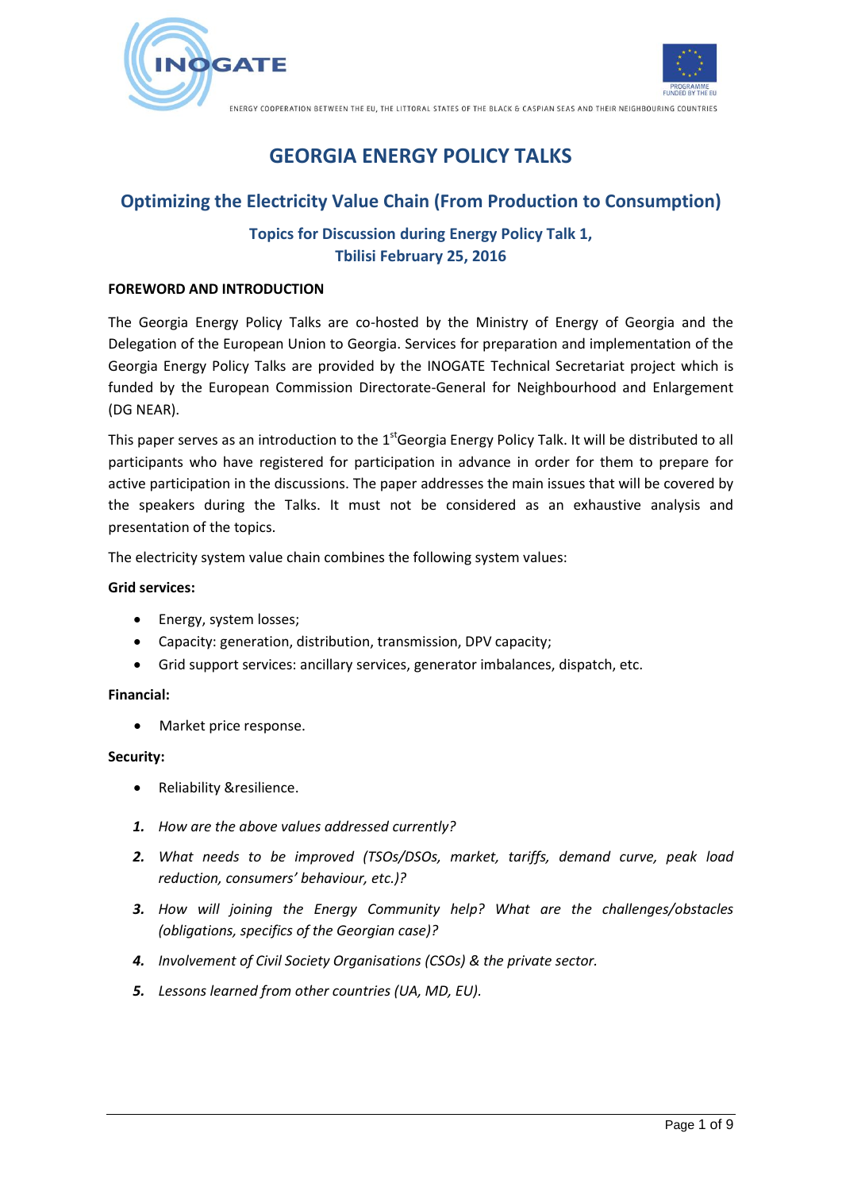# GEORGIA ENERGY POLICY TALKS

## Optimizing the Electricity Value Chain (From Production to Consumption)

### Topics for Discussion during Energy Policy Talk 1, Tbilisi February 25, 2016

**FOREWORD AND INTRODUCTION**

The Georgia Energy Policy Talks are co-hosted by the Ministry of Energy of Georgia and the Delegation of the European Union to Georgia. Services for preparation and implementation of the Georgia Energy Policy Talks are provided by the INOGATE Technical Secretariat project which is funded by the European Commission Directorate-General for Neighbourhood and Enlargement (DG NEAR).

This paper serves as an introduction to the 1st Georgia Energy Policy Talk. It will be distributed to all participants who have registered for participation in advance in order for them to prepare for active participation in the discussions. The paper addresses the main issues that will be covered by the speakers during the Talks. It must not be considered as an exhaustive analysis and presentation of the topics.

The electricity system value chain combines the following system values:

**Grid services:**

- Energy, system losses;
- Capacity: generation, distribution, transmission, DPV capacity;
- Grid support services: ancillary services, generator imbalances, dispatch, etc.

**Financial:**

- Market price response.

**Security:**

- Reliability &resilience.

1. *How are the above values addressed currently?*
2. *What needs to be improved (TSOs/DSOs, market, tariffs, demand curve, peak load reduction, consumers' behaviour, etc.)?*
3. *How will joining the Energy Community help? What are the challenges/obstacles (obligations, specifics of the Georgian case)?*
4. *Involvement of Civil Society Organisations (CSOs) & the private sector.*
5. *Lessons learned from other countries (UA, MD, EU).*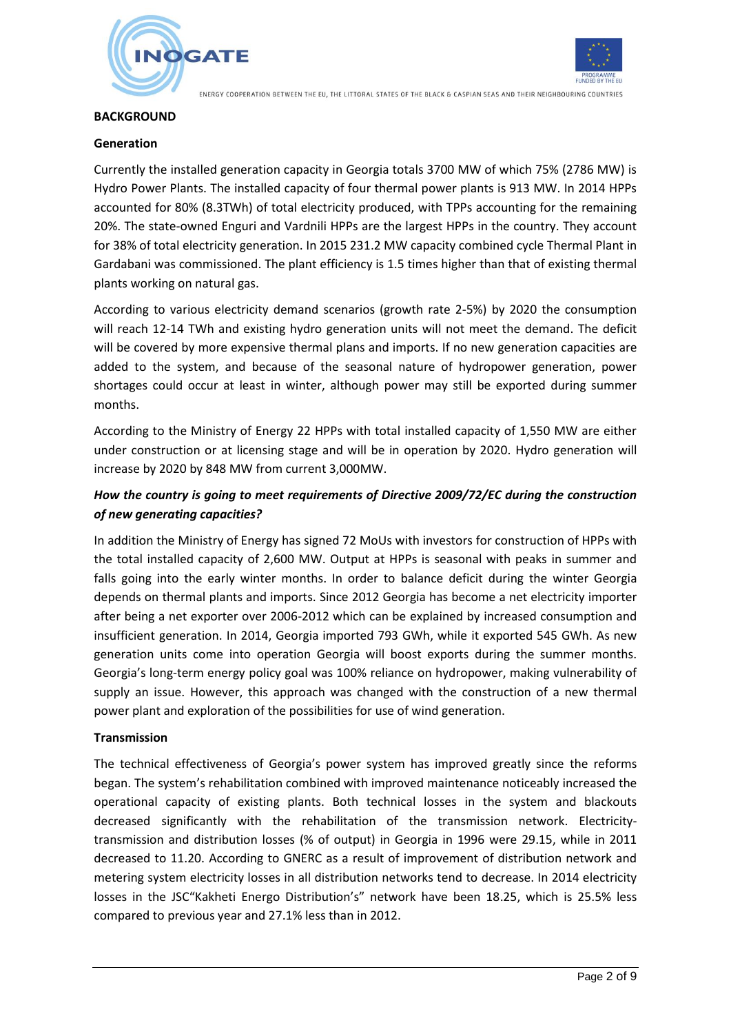**BACKGROUND**

**Generation**

Currently the installed generation capacity in Georgia totals 3700 MW of which 75% (2786 MW) is Hydro Power Plants. The installed capacity of four thermal power plants is 913 MW. In 2014 HPPs accounted for 80% (8.3TWh) of total electricity produced, with TPPs accounting for the remaining 20%. The state-owned Enguri and Vardnili HPPs are the largest HPPs in the country. They account for 38% of total electricity generation. In 2015 231.2 MW capacity combined cycle Thermal Plant in Gardabani was commissioned. The plant efficiency is 1.5 times higher than that of existing thermal plants working on natural gas.

According to various electricity demand scenarios (growth rate 2-5%) by 2020 the consumption will reach 12-14 TWh and existing hydro generation units will not meet the demand. The deficit will be covered by more expensive thermal plans and imports. If no new generation capacities are added to the system, and because of the seasonal nature of hydropower generation, power shortages could occur at least in winter, although power may still be exported during summer months.

According to the Ministry of Energy 22 HPPs with total installed capacity of 1,550 MW are either under construction or at licensing stage and will be in operation by 2020. Hydro generation will increase by 2020 by 848 MW from current 3,000MW.

***How the country is going to meet requirements of Directive 2009/72/EC during the construction of new generating capacities?***

In addition the Ministry of Energy has signed 72 MoUs with investors for construction of HPPs with the total installed capacity of 2,600 MW. Output at HPPs is seasonal with peaks in summer and falls going into the early winter months. In order to balance deficit during the winter Georgia depends on thermal plants and imports. Since 2012 Georgia has become a net electricity importer after being a net exporter over 2006-2012 which can be explained by increased consumption and insufficient generation. In 2014, Georgia imported 793 GWh, while it exported 545 GWh. As new generation units come into operation Georgia will boost exports during the summer months. Georgia's long-term energy policy goal was 100% reliance on hydropower, making vulnerability of supply an issue. However, this approach was changed with the construction of a new thermal power plant and exploration of the possibilities for use of wind generation.

**Transmission**

The technical effectiveness of Georgia's power system has improved greatly since the reforms began. The system's rehabilitation combined with improved maintenance noticeably increased the operational capacity of existing plants. Both technical losses in the system and blackouts decreased significantly with the rehabilitation of the transmission network. Electricity-transmission and distribution losses (% of output) in Georgia in 1996 were 29.15, while in 2011 decreased to 11.20. According to GNERC as a result of improvement of distribution network and metering system electricity losses in all distribution networks tend to decrease. In 2014 electricity losses in the JSC"Kakheti Energo Distribution's" network have been 18.25, which is 25.5% less compared to previous year and 27.1% less than in 2012.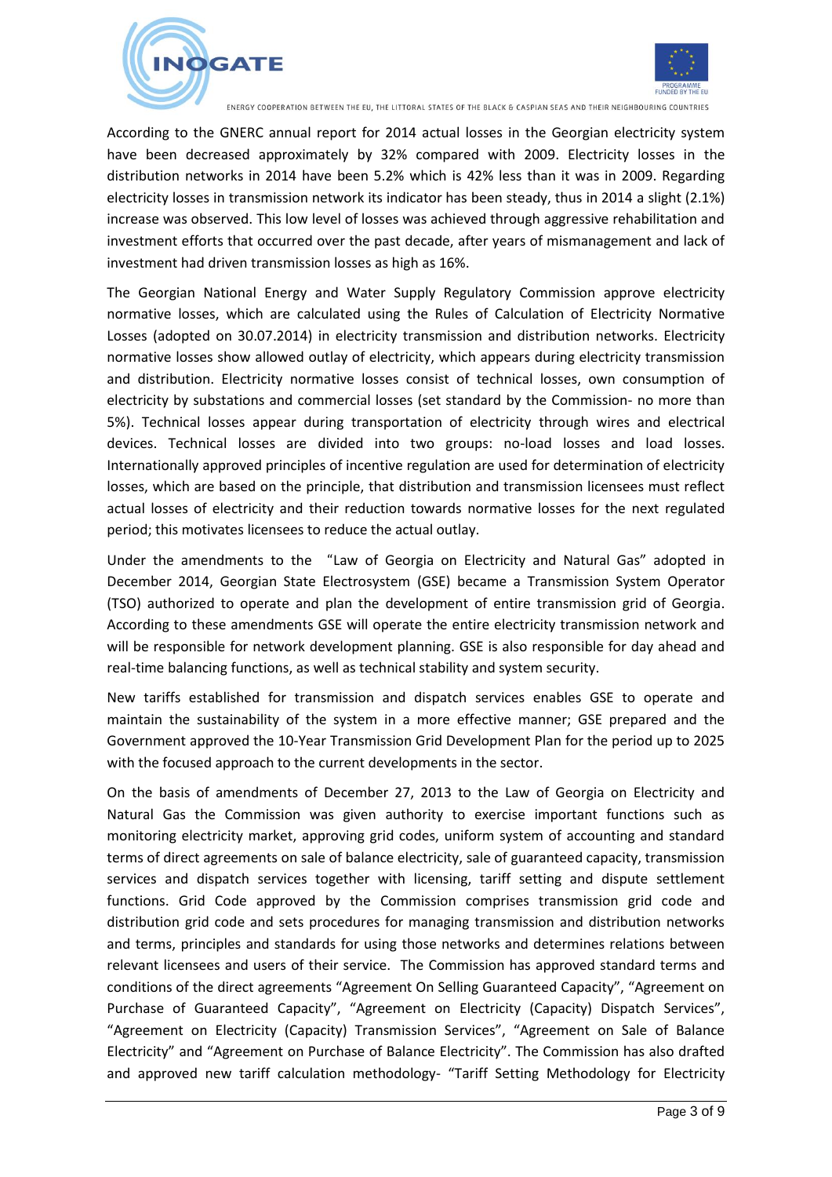According to the GNERC annual report for 2014 actual losses in the Georgian electricity system have been decreased approximately by 32% compared with 2009. Electricity losses in the distribution networks in 2014 have been 5.2% which is 42% less than it was in 2009. Regarding electricity losses in transmission network its indicator has been steady, thus in 2014 a slight (2.1%) increase was observed. This low level of losses was achieved through aggressive rehabilitation and investment efforts that occurred over the past decade, after years of mismanagement and lack of investment had driven transmission losses as high as 16%.

The Georgian National Energy and Water Supply Regulatory Commission approve electricity normative losses, which are calculated using the Rules of Calculation of Electricity Normative Losses (adopted on 30.07.2014) in electricity transmission and distribution networks. Electricity normative losses show allowed outlay of electricity, which appears during electricity transmission and distribution. Electricity normative losses consist of technical losses, own consumption of electricity by substations and commercial losses (set standard by the Commission- no more than 5%). Technical losses appear during transportation of electricity through wires and electrical devices. Technical losses are divided into two groups: no-load losses and load losses. Internationally approved principles of incentive regulation are used for determination of electricity losses, which are based on the principle, that distribution and transmission licensees must reflect actual losses of electricity and their reduction towards normative losses for the next regulated period; this motivates licensees to reduce the actual outlay.

Under the amendments to the "Law of Georgia on Electricity and Natural Gas" adopted in December 2014, Georgian State Electrosystem (GSE) became a Transmission System Operator (TSO) authorized to operate and plan the development of entire transmission grid of Georgia. According to these amendments GSE will operate the entire electricity transmission network and will be responsible for network development planning. GSE is also responsible for day ahead and real-time balancing functions, as well as technical stability and system security.

New tariffs established for transmission and dispatch services enables GSE to operate and maintain the sustainability of the system in a more effective manner; GSE prepared and the Government approved the 10-Year Transmission Grid Development Plan for the period up to 2025 with the focused approach to the current developments in the sector.

On the basis of amendments of December 27, 2013 to the Law of Georgia on Electricity and Natural Gas the Commission was given authority to exercise important functions such as monitoring electricity market, approving grid codes, uniform system of accounting and standard terms of direct agreements on sale of balance electricity, sale of guaranteed capacity, transmission services and dispatch services together with licensing, tariff setting and dispute settlement functions. Grid Code approved by the Commission comprises transmission grid code and distribution grid code and sets procedures for managing transmission and distribution networks and terms, principles and standards for using those networks and determines relations between relevant licensees and users of their service. The Commission has approved standard terms and conditions of the direct agreements "Agreement On Selling Guaranteed Capacity", "Agreement on Purchase of Guaranteed Capacity", "Agreement on Electricity (Capacity) Dispatch Services", "Agreement on Electricity (Capacity) Transmission Services", "Agreement on Sale of Balance Electricity" and "Agreement on Purchase of Balance Electricity". The Commission has also drafted and approved new tariff calculation methodology- "Tariff Setting Methodology for Electricity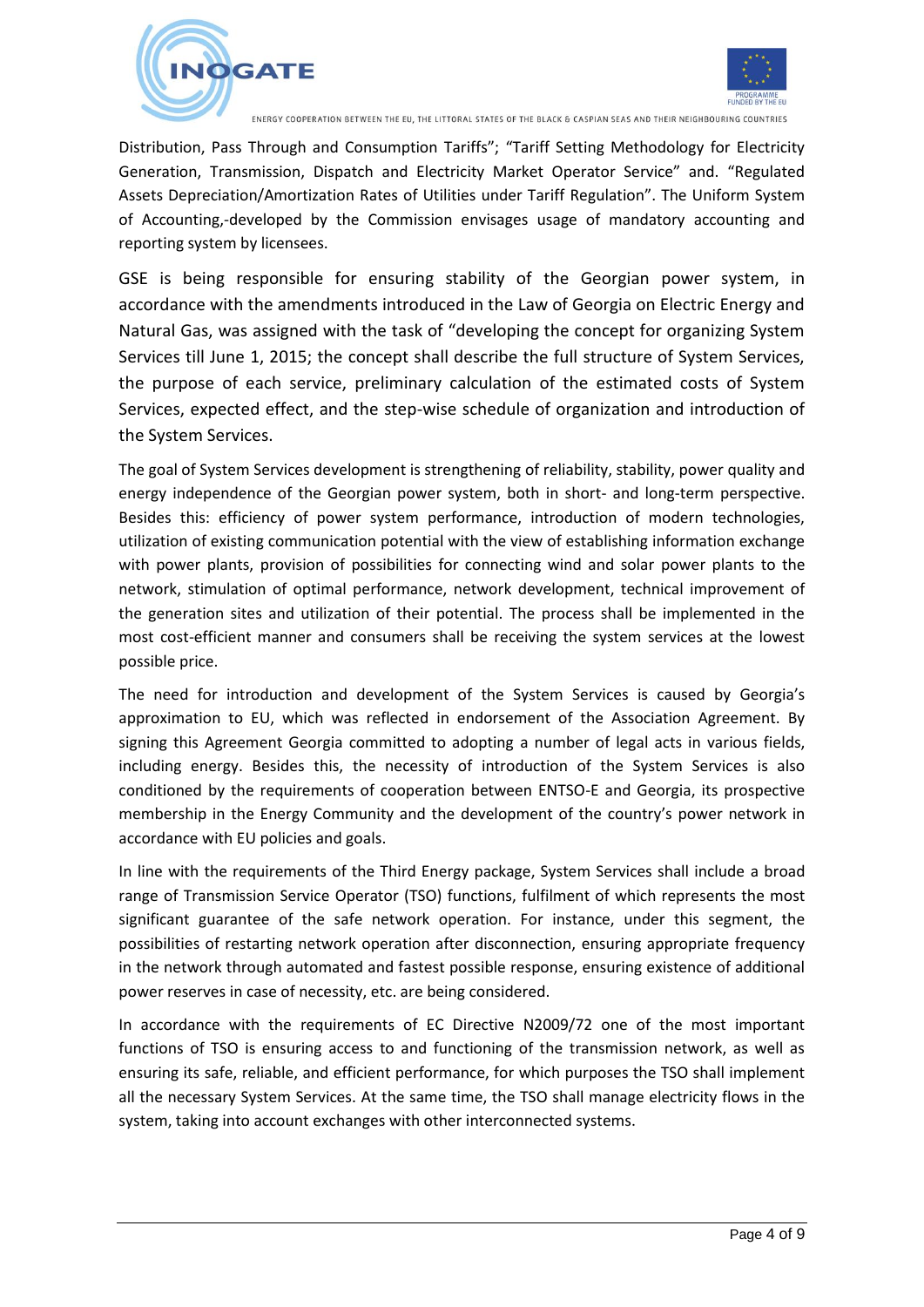Distribution, Pass Through and Consumption Tariffs"; "Tariff Setting Methodology for Electricity Generation, Transmission, Dispatch and Electricity Market Operator Service" and. "Regulated Assets Depreciation/Amortization Rates of Utilities under Tariff Regulation". The Uniform System of Accounting,-developed by the Commission envisages usage of mandatory accounting and reporting system by licensees.

GSE is being responsible for ensuring stability of the Georgian power system, in accordance with the amendments introduced in the Law of Georgia on Electric Energy and Natural Gas, was assigned with the task of "developing the concept for organizing System Services till June 1, 2015; the concept shall describe the full structure of System Services, the purpose of each service, preliminary calculation of the estimated costs of System Services, expected effect, and the step-wise schedule of organization and introduction of the System Services.

The goal of System Services development is strengthening of reliability, stability, power quality and energy independence of the Georgian power system, both in short- and long-term perspective. Besides this: efficiency of power system performance, introduction of modern technologies, utilization of existing communication potential with the view of establishing information exchange with power plants, provision of possibilities for connecting wind and solar power plants to the network, stimulation of optimal performance, network development, technical improvement of the generation sites and utilization of their potential. The process shall be implemented in the most cost-efficient manner and consumers shall be receiving the system services at the lowest possible price.

The need for introduction and development of the System Services is caused by Georgia's approximation to EU, which was reflected in endorsement of the Association Agreement. By signing this Agreement Georgia committed to adopting a number of legal acts in various fields, including energy. Besides this, the necessity of introduction of the System Services is also conditioned by the requirements of cooperation between ENTSO-E and Georgia, its prospective membership in the Energy Community and the development of the country's power network in accordance with EU policies and goals.

In line with the requirements of the Third Energy package, System Services shall include a broad range of Transmission Service Operator (TSO) functions, fulfilment of which represents the most significant guarantee of the safe network operation. For instance, under this segment, the possibilities of restarting network operation after disconnection, ensuring appropriate frequency in the network through automated and fastest possible response, ensuring existence of additional power reserves in case of necessity, etc. are being considered.

In accordance with the requirements of EC Directive N2009/72 one of the most important functions of TSO is ensuring access to and functioning of the transmission network, as well as ensuring its safe, reliable, and efficient performance, for which purposes the TSO shall implement all the necessary System Services. At the same time, the TSO shall manage electricity flows in the system, taking into account exchanges with other interconnected systems.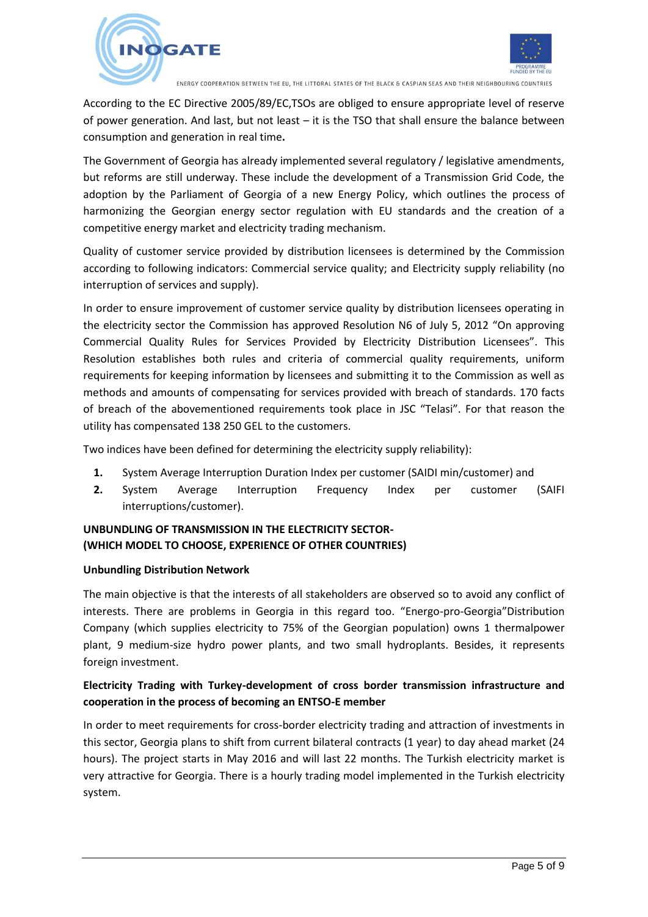According to the EC Directive 2005/89/EC,TSOs are obliged to ensure appropriate level of reserve of power generation. And last, but not least – it is the TSO that shall ensure the balance between consumption and generation in real time**.**

The Government of Georgia has already implemented several regulatory / legislative amendments, but reforms are still underway. These include the development of a Transmission Grid Code, the adoption by the Parliament of Georgia of a new Energy Policy, which outlines the process of harmonizing the Georgian energy sector regulation with EU standards and the creation of a competitive energy market and electricity trading mechanism.

Quality of customer service provided by distribution licensees is determined by the Commission according to following indicators: Commercial service quality; and Electricity supply reliability (no interruption of services and supply).

In order to ensure improvement of customer service quality by distribution licensees operating in the electricity sector the Commission has approved Resolution N6 of July 5, 2012 "On approving Commercial Quality Rules for Services Provided by Electricity Distribution Licensees". This Resolution establishes both rules and criteria of commercial quality requirements, uniform requirements for keeping information by licensees and submitting it to the Commission as well as methods and amounts of compensating for services provided with breach of standards. 170 facts of breach of the abovementioned requirements took place in JSC "Telasi". For that reason the utility has compensated 138 250 GEL to the customers.

Two indices have been defined for determining the electricity supply reliability):

1. System Average Interruption Duration Index per customer (SAIDI min/customer) and
2. System Average Interruption Frequency Index per customer (SAIFI interruptions/customer).

**UNBUNDLING OF TRANSMISSION IN THE ELECTRICITY SECTOR-**
**(WHICH MODEL TO CHOOSE, EXPERIENCE OF OTHER COUNTRIES)**

**Unbundling Distribution Network**

The main objective is that the interests of all stakeholders are observed so to avoid any conflict of interests. There are problems in Georgia in this regard too. "Energo-pro-Georgia"Distribution Company (which supplies electricity to 75% of the Georgian population) owns 1 thermalpower plant, 9 medium-size hydro power plants, and two small hydroplants. Besides, it represents foreign investment.

**Electricity Trading with Turkey-development of cross border transmission infrastructure and cooperation in the process of becoming an ENTSO-E member**

In order to meet requirements for cross-border electricity trading and attraction of investments in this sector, Georgia plans to shift from current bilateral contracts (1 year) to day ahead market (24 hours). The project starts in May 2016 and will last 22 months. The Turkish electricity market is very attractive for Georgia. There is a hourly trading model implemented in the Turkish electricity system.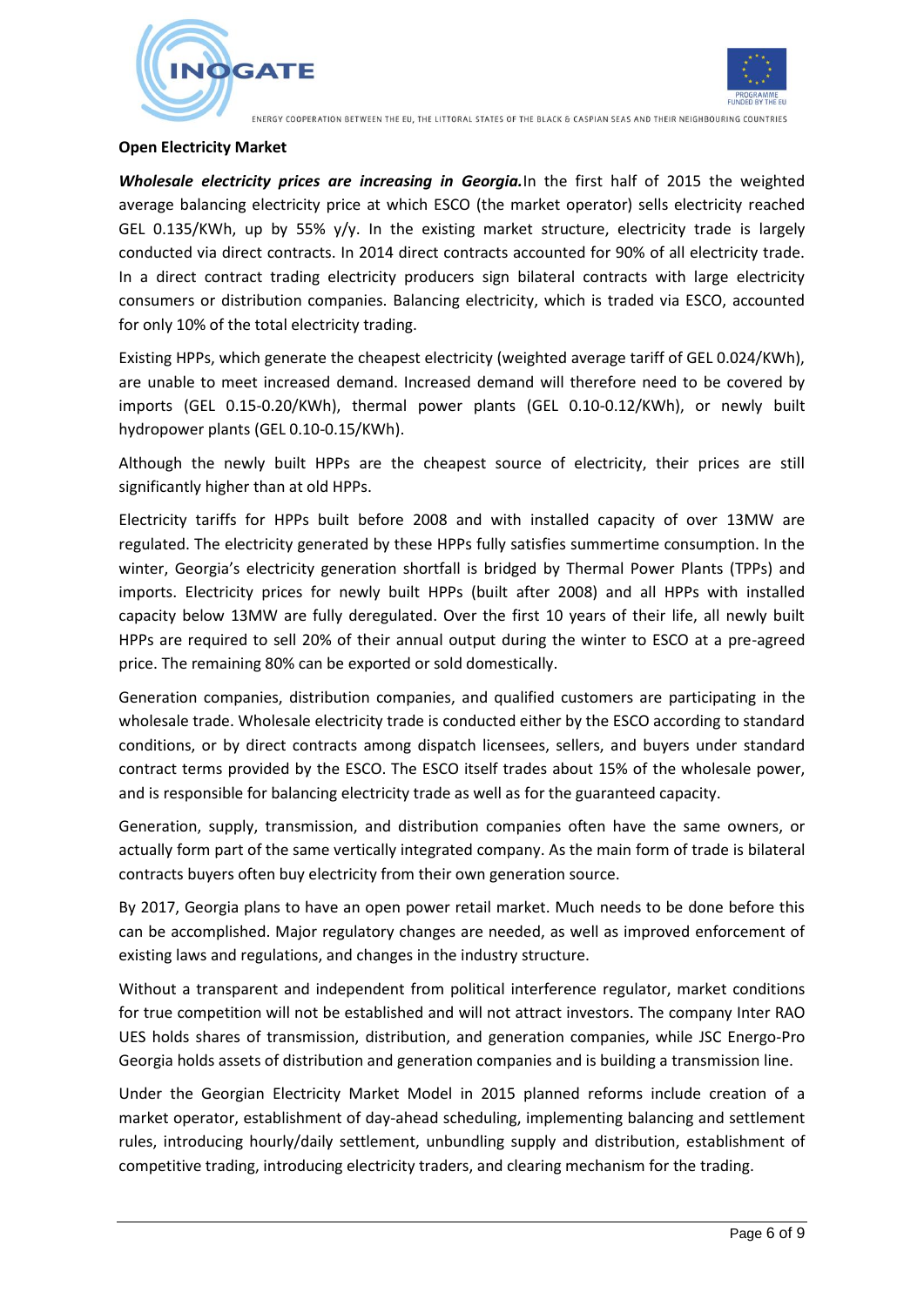**Open Electricity Market**

***Wholesale electricity prices are increasing in Georgia.*** In the first half of 2015 the weighted average balancing electricity price at which ESCO (the market operator) sells electricity reached GEL 0.135/KWh, up by 55% y/y. In the existing market structure, electricity trade is largely conducted via direct contracts. In 2014 direct contracts accounted for 90% of all electricity trade. In a direct contract trading electricity producers sign bilateral contracts with large electricity consumers or distribution companies. Balancing electricity, which is traded via ESCO, accounted for only 10% of the total electricity trading.

Existing HPPs, which generate the cheapest electricity (weighted average tariff of GEL 0.024/KWh), are unable to meet increased demand. Increased demand will therefore need to be covered by imports (GEL 0.15-0.20/KWh), thermal power plants (GEL 0.10-0.12/KWh), or newly built hydropower plants (GEL 0.10-0.15/KWh).

Although the newly built HPPs are the cheapest source of electricity, their prices are still significantly higher than at old HPPs.

Electricity tariffs for HPPs built before 2008 and with installed capacity of over 13MW are regulated. The electricity generated by these HPPs fully satisfies summertime consumption. In the winter, Georgia's electricity generation shortfall is bridged by Thermal Power Plants (TPPs) and imports. Electricity prices for newly built HPPs (built after 2008) and all HPPs with installed capacity below 13MW are fully deregulated. Over the first 10 years of their life, all newly built HPPs are required to sell 20% of their annual output during the winter to ESCO at a pre-agreed price. The remaining 80% can be exported or sold domestically.

Generation companies, distribution companies, and qualified customers are participating in the wholesale trade. Wholesale electricity trade is conducted either by the ESCO according to standard conditions, or by direct contracts among dispatch licensees, sellers, and buyers under standard contract terms provided by the ESCO. The ESCO itself trades about 15% of the wholesale power, and is responsible for balancing electricity trade as well as for the guaranteed capacity.

Generation, supply, transmission, and distribution companies often have the same owners, or actually form part of the same vertically integrated company. As the main form of trade is bilateral contracts buyers often buy electricity from their own generation source.

By 2017, Georgia plans to have an open power retail market. Much needs to be done before this can be accomplished. Major regulatory changes are needed, as well as improved enforcement of existing laws and regulations, and changes in the industry structure.

Without a transparent and independent from political interference regulator, market conditions for true competition will not be established and will not attract investors. The company Inter RAO UES holds shares of transmission, distribution, and generation companies, while JSC Energo-Pro Georgia holds assets of distribution and generation companies and is building a transmission line.

Under the Georgian Electricity Market Model in 2015 planned reforms include creation of a market operator, establishment of day-ahead scheduling, implementing balancing and settlement rules, introducing hourly/daily settlement, unbundling supply and distribution, establishment of competitive trading, introducing electricity traders, and clearing mechanism for the trading.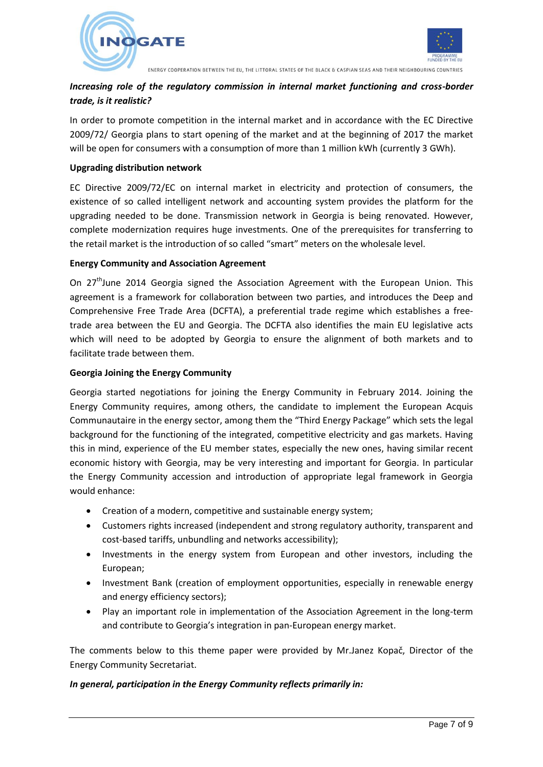***Increasing role of the regulatory commission in internal market functioning and cross-border trade, is it realistic?***

In order to promote competition in the internal market and in accordance with the EC Directive 2009/72/ Georgia plans to start opening of the market and at the beginning of 2017 the market will be open for consumers with a consumption of more than 1 million kWh (currently 3 GWh).

**Upgrading distribution network**

EC Directive 2009/72/EC on internal market in electricity and protection of consumers, the existence of so called intelligent network and accounting system provides the platform for the upgrading needed to be done. Transmission network in Georgia is being renovated. However, complete modernization requires huge investments. One of the prerequisites for transferring to the retail market is the introduction of so called "smart" meters on the wholesale level.

**Energy Community and Association Agreement**

On 27th June 2014 Georgia signed the Association Agreement with the European Union. This agreement is a framework for collaboration between two parties, and introduces the Deep and Comprehensive Free Trade Area (DCFTA), a preferential trade regime which establishes a free-trade area between the EU and Georgia. The DCFTA also identifies the main EU legislative acts which will need to be adopted by Georgia to ensure the alignment of both markets and to facilitate trade between them.

**Georgia Joining the Energy Community**

Georgia started negotiations for joining the Energy Community in February 2014. Joining the Energy Community requires, among others, the candidate to implement the European Acquis Communautaire in the energy sector, among them the "Third Energy Package" which sets the legal background for the functioning of the integrated, competitive electricity and gas markets. Having this in mind, experience of the EU member states, especially the new ones, having similar recent economic history with Georgia, may be very interesting and important for Georgia. In particular the Energy Community accession and introduction of appropriate legal framework in Georgia would enhance:

- Creation of a modern, competitive and sustainable energy system;
- Customers rights increased (independent and strong regulatory authority, transparent and cost-based tariffs, unbundling and networks accessibility);
- Investments in the energy system from European and other investors, including the European;
- Investment Bank (creation of employment opportunities, especially in renewable energy and energy efficiency sectors);
- Play an important role in implementation of the Association Agreement in the long-term and contribute to Georgia's integration in pan-European energy market.

The comments below to this theme paper were provided by Mr.Janez Kopač, Director of the Energy Community Secretariat.

***In general, participation in the Energy Community reflects primarily in:***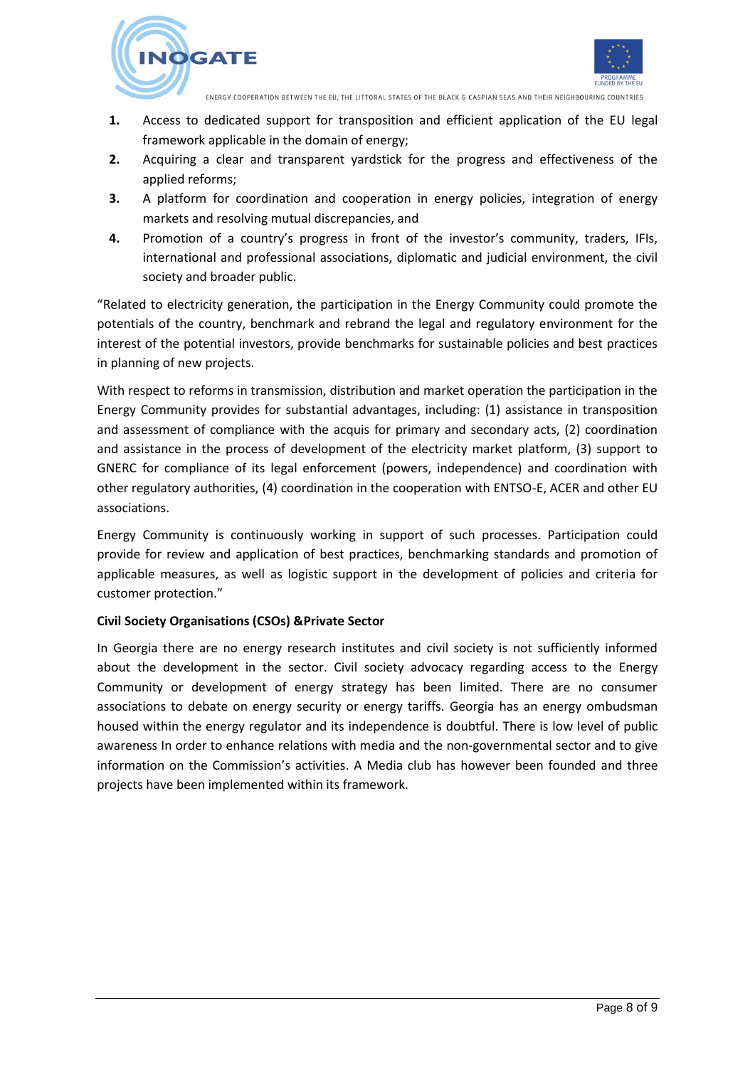1. Access to dedicated support for transposition and efficient application of the EU legal framework applicable in the domain of energy;
2. Acquiring a clear and transparent yardstick for the progress and effectiveness of the applied reforms;
3. A platform for coordination and cooperation in energy policies, integration of energy markets and resolving mutual discrepancies, and
4. Promotion of a country's progress in front of the investor's community, traders, IFIs, international and professional associations, diplomatic and judicial environment, the civil society and broader public.

"Related to electricity generation, the participation in the Energy Community could promote the potentials of the country, benchmark and rebrand the legal and regulatory environment for the interest of the potential investors, provide benchmarks for sustainable policies and best practices in planning of new projects.

With respect to reforms in transmission, distribution and market operation the participation in the Energy Community provides for substantial advantages, including: (1) assistance in transposition and assessment of compliance with the acquis for primary and secondary acts, (2) coordination and assistance in the process of development of the electricity market platform, (3) support to GNERC for compliance of its legal enforcement (powers, independence) and coordination with other regulatory authorities, (4) coordination in the cooperation with ENTSO-E, ACER and other EU associations.

Energy Community is continuously working in support of such processes. Participation could provide for review and application of best practices, benchmarking standards and promotion of applicable measures, as well as logistic support in the development of policies and criteria for customer protection."

**Civil Society Organisations (CSOs) &Private Sector**

In Georgia there are no energy research institutes and civil society is not sufficiently informed about the development in the sector. Civil society advocacy regarding access to the Energy Community or development of energy strategy has been limited. There are no consumer associations to debate on energy security or energy tariffs. Georgia has an energy ombudsman housed within the energy regulator and its independence is doubtful. There is low level of public awareness In order to enhance relations with media and the non-governmental sector and to give information on the Commission's activities. A Media club has however been founded and three projects have been implemented within its framework.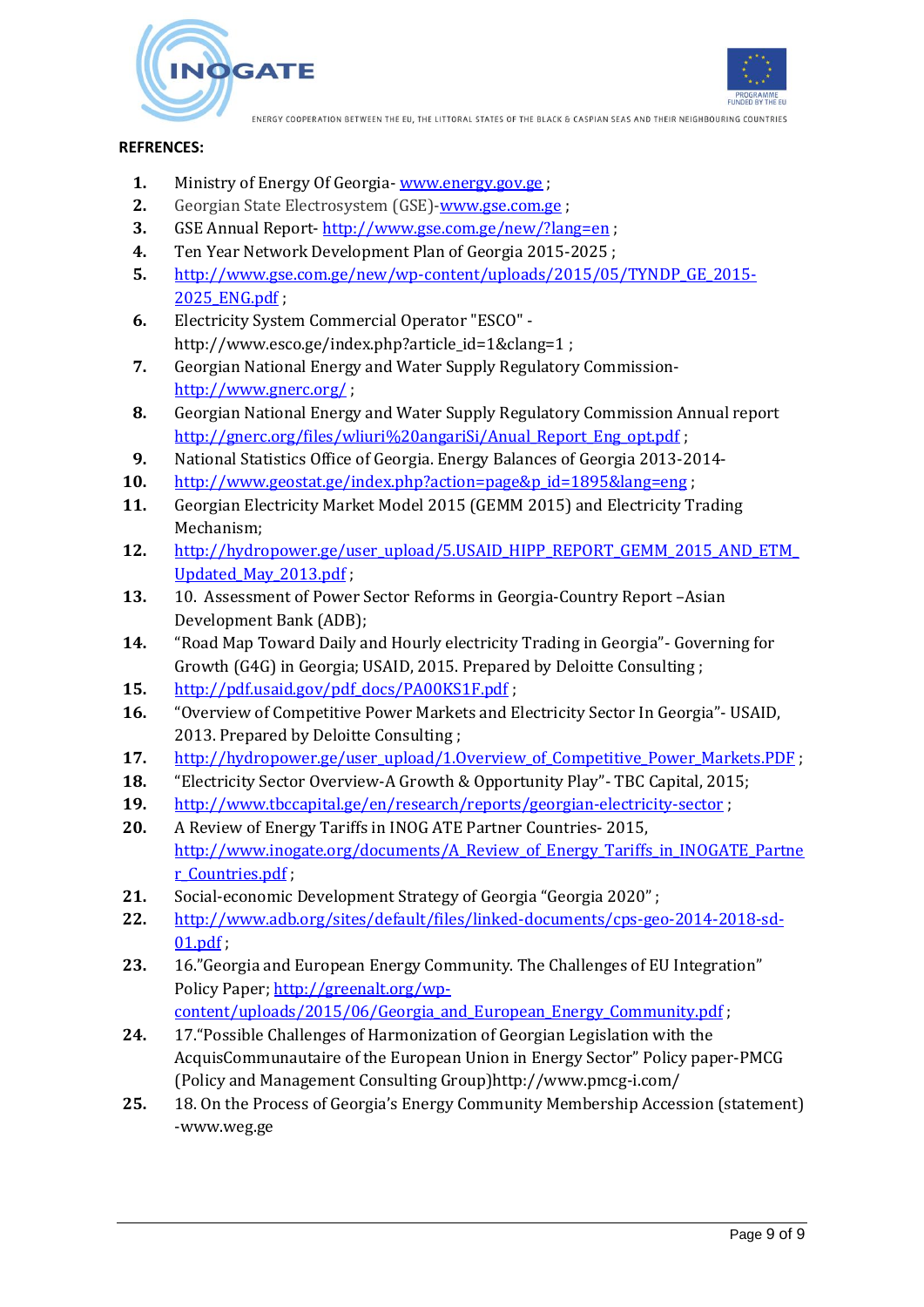**REFRENCES:**

1. Ministry of Energy Of Georgia- www.energy.gov.ge ;
2. Georgian State Electrosystem (GSE)-www.gse.com.ge ;
3. GSE Annual Report- http://www.gse.com.ge/new/?lang=en ;
4. Ten Year Network Development Plan of Georgia 2015-2025 ;
5. http://www.gse.com.ge/new/wp-content/uploads/2015/05/TYNDP_GE_2015-2025_ENG.pdf ;
6. Electricity System Commercial Operator "ESCO" - http://www.esco.ge/index.php?article_id=1&clang=1 ;
7. Georgian National Energy and Water Supply Regulatory Commission- http://www.gnerc.org/ ;
8. Georgian National Energy and Water Supply Regulatory Commission Annual report http://gnerc.org/files/wliuri%20angariSi/Anual_Report_Eng_opt.pdf ;
9. National Statistics Office of Georgia. Energy Balances of Georgia 2013-2014-
10. http://www.geostat.ge/index.php?action=page&p_id=1895&lang=eng ;
11. Georgian Electricity Market Model 2015 (GEMM 2015) and Electricity Trading Mechanism;
12. http://hydropower.ge/user_upload/5.USAID_HIPP_REPORT_GEMM_2015_AND_ETM_Updated_May_2013.pdf ;
13. 10. Assessment of Power Sector Reforms in Georgia-Country Report –Asian Development Bank (ADB);
14. "Road Map Toward Daily and Hourly electricity Trading in Georgia"- Governing for Growth (G4G) in Georgia; USAID, 2015. Prepared by Deloitte Consulting ;
15. http://pdf.usaid.gov/pdf_docs/PA00KS1F.pdf ;
16. "Overview of Competitive Power Markets and Electricity Sector In Georgia"- USAID, 2013. Prepared by Deloitte Consulting ;
17. http://hydropower.ge/user_upload/1.Overview_of_Competitive_Power_Markets.PDF ;
18. "Electricity Sector Overview-A Growth & Opportunity Play"- TBC Capital, 2015;
19. http://www.tbccapital.ge/en/research/reports/georgian-electricity-sector ;
20. A Review of Energy Tariffs in INOG ATE Partner Countries- 2015, http://www.inogate.org/documents/A_Review_of_Energy_Tariffs_in_INOGATE_Partner_Countries.pdf ;
21. Social-economic Development Strategy of Georgia "Georgia 2020" ;
22. http://www.adb.org/sites/default/files/linked-documents/cps-geo-2014-2018-sd-01.pdf ;
23. 16."Georgia and European Energy Community. The Challenges of EU Integration" Policy Paper; http://greenalt.org/wp-content/uploads/2015/06/Georgia_and_European_Energy_Community.pdf ;
24. 17."Possible Challenges of Harmonization of Georgian Legislation with the AcquisCommunautaire of the European Union in Energy Sector" Policy paper-PMCG (Policy and Management Consulting Group)http://www.pmcg-i.com/
25. 18. On the Process of Georgia's Energy Community Membership Accession (statement) -www.weg.ge